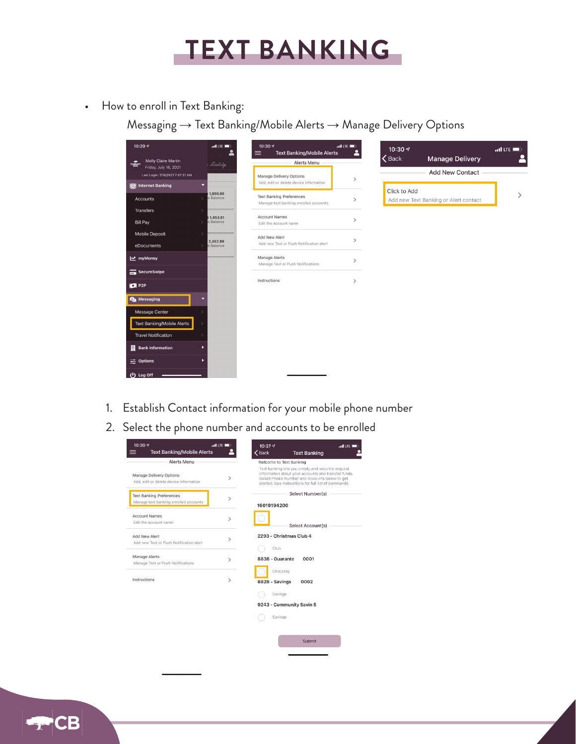# TEXT BANKING

- How to enroll in Text Banking:

  Messaging → Text Banking/Mobile Alerts → Manage Delivery Options

1. Establish Contact information for your mobile phone number
2. Select the phone number and accounts to be enrolled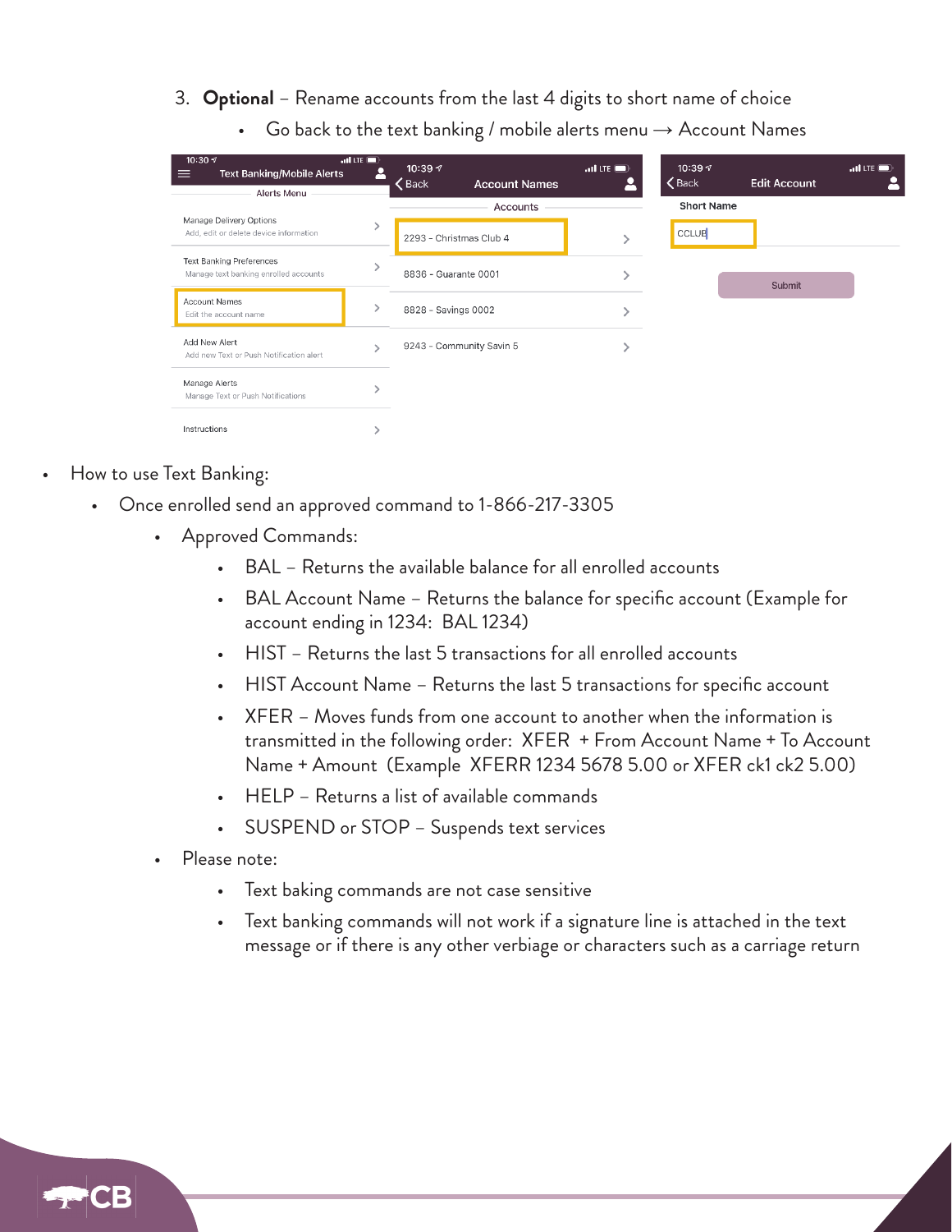3. **Optional** – Rename accounts from the last 4 digits to short name of choice
   - Go back to the text banking / mobile alerts menu → Account Names

- How to use Text Banking:
  - Once enrolled send an approved command to 1-866-217-3305
    - Approved Commands:
      - BAL – Returns the available balance for all enrolled accounts
      - BAL Account Name – Returns the balance for specific account (Example for account ending in 1234: BAL 1234)
      - HIST – Returns the last 5 transactions for all enrolled accounts
      - HIST Account Name – Returns the last 5 transactions for specific account
      - XFER – Moves funds from one account to another when the information is transmitted in the following order: XFER + From Account Name + To Account Name + Amount (Example XFERR 1234 5678 5.00 or XFER ck1 ck2 5.00)
      - HELP – Returns a list of available commands
      - SUSPEND or STOP – Suspends text services
    - Please note:
      - Text baking commands are not case sensitive
      - Text banking commands will not work if a signature line is attached in the text message or if there is any other verbiage or characters such as a carriage return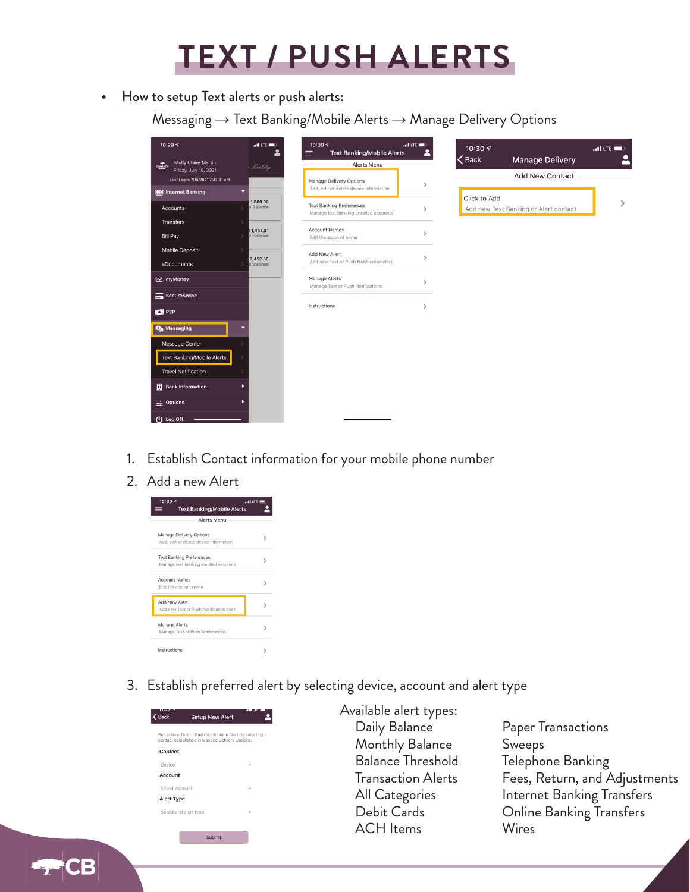# TEXT / PUSH ALERTS

- How to setup Text alerts or push alerts:

  Messaging → Text Banking/Mobile Alerts → Manage Delivery Options

1. Establish Contact information for your mobile phone number
2. Add a new Alert
3. Establish preferred alert by selecting device, account and alert type

Available alert types:

- Daily Balance
- Monthly Balance
- Balance Threshold
- Transaction Alerts
- All Categories
- Debit Cards
- ACH Items
- Paper Transactions
- Sweeps
- Telephone Banking
- Fees, Return, and Adjustments
- Internet Banking Transfers
- Online Banking Transfers
- Wires